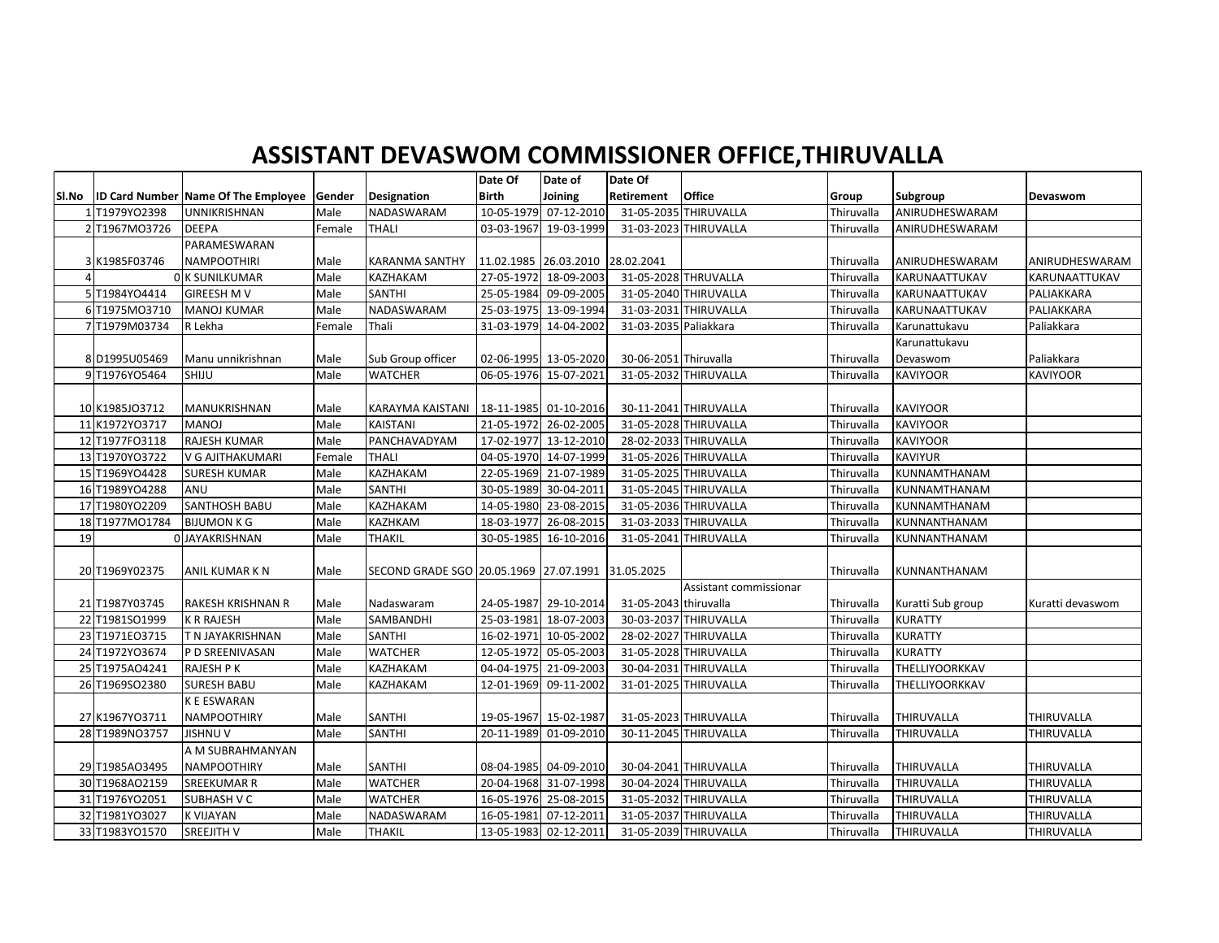# ASSISTANT DEVASWOM COMMISSIONER OFFICE,THIRUVALLA

| Sl.No | ID Card Number | Name Of The Employee | Gender | Designation | Date Of Birth | Date of Joining | Date Of Retirement | Office | Group | Subgroup | Devaswom |
|---|---|---|---|---|---|---|---|---|---|---|---|
| 1 | T1979YO2398 | UNNIKRISHNAN | Male | NADASWARAM | 10-05-1979 | 07-12-2010 | 31-05-2035 | THIRUVALLA | Thiruvalla | ANIRUDHESWARAM | |
| 2 | T1967MO3726 | DEEPA | Female | THALI | 03-03-1967 | 19-03-1999 | 31-03-2023 | THIRUVALLA | Thiruvalla | ANIRUDHESWARAM | |
| 3 | K1985F03746 | PARAMESWARAN NAMPOOTHIRI | Male | KARANMA SANTHY | 11.02.1985 | 26.03.2010 | 28.02.2041 | | Thiruvalla | ANIRUDHESWARAM | ANIRUDHESWARAM |
| 4 | 0 | K SUNILKUMAR | Male | KAZHAKAM | 27-05-1972 | 18-09-2003 | 31-05-2028 | THRUVALLA | Thiruvalla | KARUNAATTUKAV | KARUNAATTUKAV |
| 5 | T1984YO4414 | GIREESH M V | Male | SANTHI | 25-05-1984 | 09-09-2005 | 31-05-2040 | THIRUVALLA | Thiruvalla | KARUNAATTUKAV | PALIAKKARA |
| 6 | T1975MO3710 | MANOJ KUMAR | Male | NADASWARAM | 25-03-1975 | 13-09-1994 | 31-03-2031 | THIRUVALLA | Thiruvalla | KARUNAATTUKAV | PALIAKKARA |
| 7 | T1979M03734 | R Lekha | Female | Thali | 31-03-1979 | 14-04-2002 | 31-03-2035 | Paliakkara | Thiruvalla | Karunattukavu | Paliakkara |
| 8 | D1995U05469 | Manu unnikrishnan | Male | Sub Group officer | 02-06-1995 | 13-05-2020 | 30-06-2051 | Thiruvalla | Thiruvalla | Karunattukavu Devaswom | Paliakkara |
| 9 | T1976YO5464 | SHIJU | Male | WATCHER | 06-05-1976 | 15-07-2021 | 31-05-2032 | THIRUVALLA | Thiruvalla | KAVIYOOR | KAVIYOOR |
| 10 | K1985JO3712 | MANUKRISHNAN | Male | KARAYMA KAISTANI | 18-11-1985 | 01-10-2016 | 30-11-2041 | THIRUVALLA | Thiruvalla | KAVIYOOR | |
| 11 | K1972YO3717 | MANOJ | Male | KAISTANI | 21-05-1972 | 26-02-2005 | 31-05-2028 | THIRUVALLA | Thiruvalla | KAVIYOOR | |
| 12 | T1977FO3118 | RAJESH KUMAR | Male | PANCHAVADYAM | 17-02-1977 | 13-12-2010 | 28-02-2033 | THIRUVALLA | Thiruvalla | KAVIYOOR | |
| 13 | T1970YO3722 | V G AJITHAKUMARI | Female | THALI | 04-05-1970 | 14-07-1999 | 31-05-2026 | THIRUVALLA | Thiruvalla | KAVIYUR | |
| 15 | T1969YO4428 | SURESH KUMAR | Male | KAZHAKAM | 22-05-1969 | 21-07-1989 | 31-05-2025 | THIRUVALLA | Thiruvalla | KUNNAMTHANAM | |
| 16 | T1989YO4288 | ANU | Male | SANTHI | 30-05-1989 | 30-04-2011 | 31-05-2045 | THIRUVALLA | Thiruvalla | KUNNAMTHANAM | |
| 17 | T1980YO2209 | SANTHOSH BABU | Male | KAZHAKAM | 14-05-1980 | 23-08-2015 | 31-05-2036 | THIRUVALLA | Thiruvalla | KUNNAMTHANAM | |
| 18 | T1977MO1784 | BIJUMON K G | Male | KAZHKAM | 18-03-1977 | 26-08-2015 | 31-03-2033 | THIRUVALLA | Thiruvalla | KUNNANTHANAM | |
| 19 | 0 | JAYAKRISHNAN | Male | THAKIL | 30-05-1985 | 16-10-2016 | 31-05-2041 | THIRUVALLA | Thiruvalla | KUNNANTHANAM | |
| 20 | T1969Y02375 | ANIL KUMAR K N | Male | SECOND GRADE SGO | 20.05.1969 | 27.07.1991 | 31.05.2025 | | Thiruvalla | KUNNANTHANAM | |
| 21 | T1987Y03745 | RAKESH KRISHNAN R | Male | Nadaswaram | 24-05-1987 | 29-10-2014 | 31-05-2043 | Assistant commissionar thiruvalla | Thiruvalla | Kuratti Sub group | Kuratti devaswom |
| 22 | T1981SO1999 | K R RAJESH | Male | SAMBANDHI | 25-03-1981 | 18-07-2003 | 30-03-2037 | THIRUVALLA | Thiruvalla | KURATTY | |
| 23 | T1971EO3715 | T N JAYAKRISHNAN | Male | SANTHI | 16-02-1971 | 10-05-2002 | 28-02-2027 | THIRUVALLA | Thiruvalla | KURATTY | |
| 24 | T1972YO3674 | P D SREENIVASAN | Male | WATCHER | 12-05-1972 | 05-05-2003 | 31-05-2028 | THIRUVALLA | Thiruvalla | KURATTY | |
| 25 | T1975AO4241 | RAJESH P K | Male | KAZHAKAM | 04-04-1975 | 21-09-2003 | 30-04-2031 | THIRUVALLA | Thiruvalla | THELLIYOORKKAV | |
| 26 | T1969SO2380 | SURESH BABU | Male | KAZHAKAM | 12-01-1969 | 09-11-2002 | 31-01-2025 | THIRUVALLA | Thiruvalla | THELLIYOORKKAV | |
| 27 | K1967YO3711 | K E ESWARAN NAMPOOTHIRY | Male | SANTHI | 19-05-1967 | 15-02-1987 | 31-05-2023 | THIRUVALLA | Thiruvalla | THIRUVALLA | THIRUVALLA |
| 28 | T1989NO3757 | JISHNU V | Male | SANTHI | 20-11-1989 | 01-09-2010 | 30-11-2045 | THIRUVALLA | Thiruvalla | THIRUVALLA | THIRUVALLA |
| 29 | T1985AO3495 | A M SUBRAHMANYAN NAMPOOTHIRY | Male | SANTHI | 08-04-1985 | 04-09-2010 | 30-04-2041 | THIRUVALLA | Thiruvalla | THIRUVALLA | THIRUVALLA |
| 30 | T1968AO2159 | SREEKUMAR R | Male | WATCHER | 20-04-1968 | 31-07-1998 | 30-04-2024 | THIRUVALLA | Thiruvalla | THIRUVALLA | THIRUVALLA |
| 31 | T1976YO2051 | SUBHASH V C | Male | WATCHER | 16-05-1976 | 25-08-2015 | 31-05-2032 | THIRUVALLA | Thiruvalla | THIRUVALLA | THIRUVALLA |
| 32 | T1981YO3027 | K VIJAYAN | Male | NADASWARAM | 16-05-1981 | 07-12-2011 | 31-05-2037 | THIRUVALLA | Thiruvalla | THIRUVALLA | THIRUVALLA |
| 33 | T1983YO1570 | SREEJITH V | Male | THAKIL | 13-05-1983 | 02-12-2011 | 31-05-2039 | THIRUVALLA | Thiruvalla | THIRUVALLA | THIRUVALLA |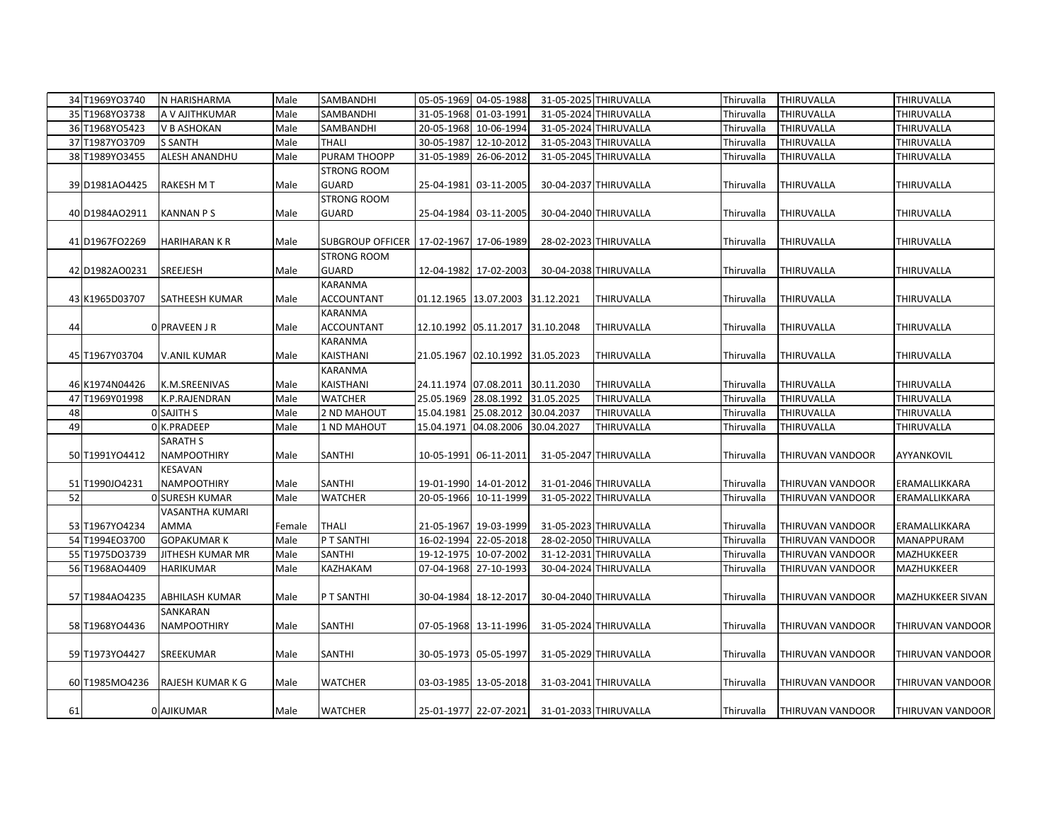| | | | | | | | | | | | |
|---|---|---|---|---|---|---|---|---|---|---|---|
| 34 | T1969YO3740 | N HARISHARMA | Male | SAMBANDHI | 05-05-1969 | 04-05-1988 | 31-05-2025 | THIRUVALLA | Thiruvalla | THIRUVALLA | THIRUVALLA |
| 35 | T1968YO3738 | A V AJITHKUMAR | Male | SAMBANDHI | 31-05-1968 | 01-03-1991 | 31-05-2024 | THIRUVALLA | Thiruvalla | THIRUVALLA | THIRUVALLA |
| 36 | T1968YO5423 | V B ASHOKAN | Male | SAMBANDHI | 20-05-1968 | 10-06-1994 | 31-05-2024 | THIRUVALLA | Thiruvalla | THIRUVALLA | THIRUVALLA |
| 37 | T1987YO3709 | S SANTH | Male | THALI | 30-05-1987 | 12-10-2012 | 31-05-2043 | THIRUVALLA | Thiruvalla | THIRUVALLA | THIRUVALLA |
| 38 | T1989YO3455 | ALESH ANANDHU | Male | PURAM THOOPP | 31-05-1989 | 26-06-2012 | 31-05-2045 | THIRUVALLA | Thiruvalla | THIRUVALLA | THIRUVALLA |
| 39 | D1981AO4425 | RAKESH M T | Male | STRONG ROOM GUARD | 25-04-1981 | 03-11-2005 | 30-04-2037 | THIRUVALLA | Thiruvalla | THIRUVALLA | THIRUVALLA |
| 40 | D1984AO2911 | KANNAN P S | Male | STRONG ROOM GUARD | 25-04-1984 | 03-11-2005 | 30-04-2040 | THIRUVALLA | Thiruvalla | THIRUVALLA | THIRUVALLA |
| 41 | D1967FO2269 | HARIHARAN K R | Male | SUBGROUP OFFICER | 17-02-1967 | 17-06-1989 | 28-02-2023 | THIRUVALLA | Thiruvalla | THIRUVALLA | THIRUVALLA |
| 42 | D1982AO0231 | SREEJESH | Male | STRONG ROOM GUARD | 12-04-1982 | 17-02-2003 | 30-04-2038 | THIRUVALLA | Thiruvalla | THIRUVALLA | THIRUVALLA |
| 43 | K1965D03707 | SATHEESH KUMAR | Male | KARANMA ACCOUNTANT | 01.12.1965 | 13.07.2003 | 31.12.2021 | THIRUVALLA | Thiruvalla | THIRUVALLA | THIRUVALLA |
| 44 | 0 | PRAVEEN J R | Male | KARANMA ACCOUNTANT | 12.10.1992 | 05.11.2017 | 31.10.2048 | THIRUVALLA | Thiruvalla | THIRUVALLA | THIRUVALLA |
| 45 | T1967Y03704 | V.ANIL KUMAR | Male | KARANMA KAISTHANI | 21.05.1967 | 02.10.1992 | 31.05.2023 | THIRUVALLA | Thiruvalla | THIRUVALLA | THIRUVALLA |
| 46 | K1974N04426 | K.M.SREENIVAS | Male | KARANMA KAISTHANI | 24.11.1974 | 07.08.2011 | 30.11.2030 | THIRUVALLA | Thiruvalla | THIRUVALLA | THIRUVALLA |
| 47 | T1969Y01998 | K.P.RAJENDRAN | Male | WATCHER | 25.05.1969 | 28.08.1992 | 31.05.2025 | THIRUVALLA | Thiruvalla | THIRUVALLA | THIRUVALLA |
| 48 | 0 | SAJITH S | Male | 2 ND MAHOUT | 15.04.1981 | 25.08.2012 | 30.04.2037 | THIRUVALLA | Thiruvalla | THIRUVALLA | THIRUVALLA |
| 49 | 0 | K.PRADEEP | Male | 1 ND MAHOUT | 15.04.1971 | 04.08.2006 | 30.04.2027 | THIRUVALLA | Thiruvalla | THIRUVALLA | THIRUVALLA |
| 50 | T1991YO4412 | SARATH S NAMPOOTHIRY | Male | SANTHI | 10-05-1991 | 06-11-2011 | 31-05-2047 | THIRUVALLA | Thiruvalla | THIRUVAN VANDOOR | AYYANKOVIL |
| 51 | T1990JO4231 | KESAVAN NAMPOOTHIRY | Male | SANTHI | 19-01-1990 | 14-01-2012 | 31-01-2046 | THIRUVALLA | Thiruvalla | THIRUVAN VANDOOR | ERAMALLIKKARA |
| 52 | 0 | SURESH KUMAR | Male | WATCHER | 20-05-1966 | 10-11-1999 | 31-05-2022 | THIRUVALLA | Thiruvalla | THIRUVAN VANDOOR | ERAMALLIKKARA |
| 53 | T1967YO4234 | VASANTHA KUMARI AMMA | Female | THALI | 21-05-1967 | 19-03-1999 | 31-05-2023 | THIRUVALLA | Thiruvalla | THIRUVAN VANDOOR | ERAMALLIKKARA |
| 54 | T1994EO3700 | GOPAKUMAR K | Male | P T SANTHI | 16-02-1994 | 22-05-2018 | 28-02-2050 | THIRUVALLA | Thiruvalla | THIRUVAN VANDOOR | MANAPPURAM |
| 55 | T1975DO3739 | JITHESH KUMAR MR | Male | SANTHI | 19-12-1975 | 10-07-2002 | 31-12-2031 | THIRUVALLA | Thiruvalla | THIRUVAN VANDOOR | MAZHUKKEER |
| 56 | T1968AO4409 | HARIKUMAR | Male | KAZHAKAM | 07-04-1968 | 27-10-1993 | 30-04-2024 | THIRUVALLA | Thiruvalla | THIRUVAN VANDOOR | MAZHUKKEER |
| 57 | T1984AO4235 | ABHILASH KUMAR | Male | P T SANTHI | 30-04-1984 | 18-12-2017 | 30-04-2040 | THIRUVALLA | Thiruvalla | THIRUVAN VANDOOR | MAZHUKKEER SIVAN |
| 58 | T1968YO4436 | SANKARAN NAMPOOTHIRY | Male | SANTHI | 07-05-1968 | 13-11-1996 | 31-05-2024 | THIRUVALLA | Thiruvalla | THIRUVAN VANDOOR | THIRUVAN VANDOOR |
| 59 | T1973YO4427 | SREEKUMAR | Male | SANTHI | 30-05-1973 | 05-05-1997 | 31-05-2029 | THIRUVALLA | Thiruvalla | THIRUVAN VANDOOR | THIRUVAN VANDOOR |
| 60 | T1985MO4236 | RAJESH KUMAR K G | Male | WATCHER | 03-03-1985 | 13-05-2018 | 31-03-2041 | THIRUVALLA | Thiruvalla | THIRUVAN VANDOOR | THIRUVAN VANDOOR |
| 61 | 0 | AJIKUMAR | Male | WATCHER | 25-01-1977 | 22-07-2021 | 31-01-2033 | THIRUVALLA | Thiruvalla | THIRUVAN VANDOOR | THIRUVAN VANDOOR |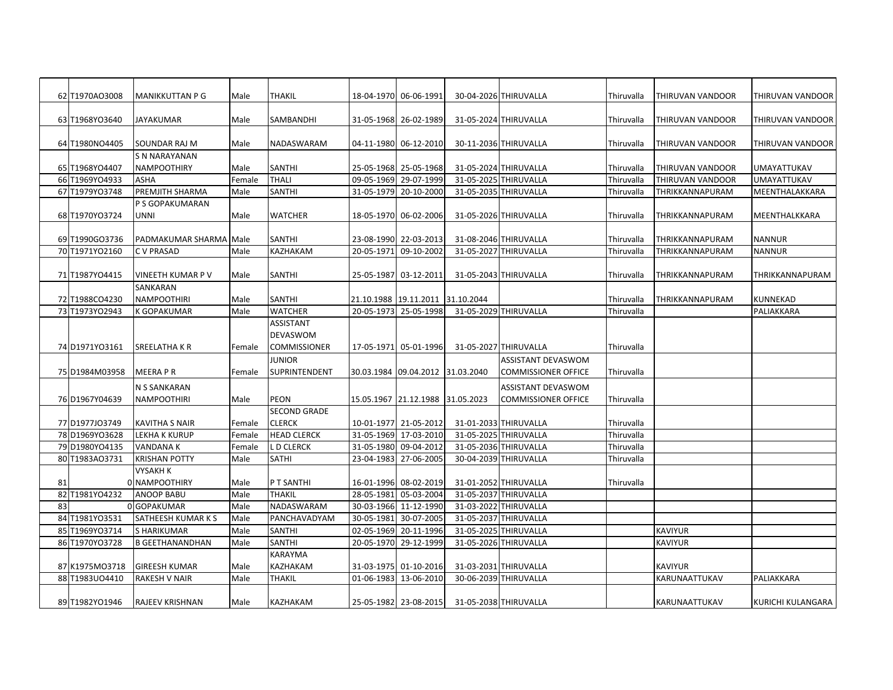| 62 | T1970AO3008 | MANIKKUTTAN P G | Male | THAKIL | 18-04-1970 | 06-06-1991 | 30-04-2026 | THIRUVALLA | Thiruvalla | THIRUVAN VANDOOR | THIRUVAN VANDOOR |
|---|---|---|---|---|---|---|---|---|---|---|---|
| 63 | T1968YO3640 | JAYAKUMAR | Male | SAMBANDHI | 31-05-1968 | 26-02-1989 | 31-05-2024 | THIRUVALLA | Thiruvalla | THIRUVAN VANDOOR | THIRUVAN VANDOOR |
| 64 | T1980NO4405 | SOUNDAR RAJ M | Male | NADASWARAM | 04-11-1980 | 06-12-2010 | 30-11-2036 | THIRUVALLA | Thiruvalla | THIRUVAN VANDOOR | THIRUVAN VANDOOR |
| 65 | T1968YO4407 | S N NARAYANAN NAMPOOTHIRY | Male | SANTHI | 25-05-1968 | 25-05-1968 | 31-05-2024 | THIRUVALLA | Thiruvalla | THIRUVAN VANDOOR | UMAYATTUKAV |
| 66 | T1969YO4933 | ASHA | Female | THALI | 09-05-1969 | 29-07-1999 | 31-05-2025 | THIRUVALLA | Thiruvalla | THIRUVAN VANDOOR | UMAYATTUKAV |
| 67 | T1979YO3748 | PREMJITH SHARMA | Male | SANTHI | 31-05-1979 | 20-10-2000 | 31-05-2035 | THIRUVALLA | Thiruvalla | THRIKKANNAPURAM | MEENTHALAKKARA |
| 68 | T1970YO3724 | P S GOPAKUMARAN UNNI | Male | WATCHER | 18-05-1970 | 06-02-2006 | 31-05-2026 | THIRUVALLA | Thiruvalla | THRIKKANNAPURAM | MEENTHALKKARA |
| 69 | T1990GO3736 | PADMAKUMAR SHARMA | Male | SANTHI | 23-08-1990 | 22-03-2013 | 31-08-2046 | THIRUVALLA | Thiruvalla | THRIKKANNAPURAM | NANNUR |
| 70 | T1971YO2160 | C V PRASAD | Male | KAZHAKAM | 20-05-1971 | 09-10-2002 | 31-05-2027 | THIRUVALLA | Thiruvalla | THRIKKANNAPURAM | NANNUR |
| 71 | T1987YO4415 | VINEETH KUMAR P V | Male | SANTHI | 25-05-1987 | 03-12-2011 | 31-05-2043 | THIRUVALLA | Thiruvalla | THRIKKANNAPURAM | THRIKKANNAPURAM |
| 72 | T1988CO4230 | SANKARAN NAMPOOTHIRI | Male | SANTHI | 21.10.1988 | 19.11.2011 | 31.10.2044 | | Thiruvalla | THRIKKANNAPURAM | KUNNEKAD |
| 73 | T1973YO2943 | K GOPAKUMAR | Male | WATCHER | 20-05-1973 | 25-05-1998 | 31-05-2029 | THIRUVALLA | Thiruvalla | | PALIAKKARA |
| 74 | D1971YO3161 | SREELATHA K R | Female | ASSISTANT DEVASWOM COMMISSIONER | 17-05-1971 | 05-01-1996 | 31-05-2027 | THIRUVALLA | Thiruvalla | | |
| 75 | D1984M03958 | MEERA P R | Female | JUNIOR SUPRINTENDENT | 30.03.1984 | 09.04.2012 | 31.03.2040 | ASSISTANT DEVASWOM COMMISSIONER OFFICE | Thiruvalla | | |
| 76 | D1967Y04639 | N S SANKARAN NAMPOOTHIRI | Male | PEON | 15.05.1967 | 21.12.1988 | 31.05.2023 | ASSISTANT DEVASWOM COMMISSIONER OFFICE | Thiruvalla | | |
| 77 | D1977JO3749 | KAVITHA S NAIR | Female | SECOND GRADE CLERCK | 10-01-1977 | 21-05-2012 | 31-01-2033 | THIRUVALLA | Thiruvalla | | |
| 78 | D1969YO3628 | LEKHA K KURUP | Female | HEAD CLERCK | 31-05-1969 | 17-03-2010 | 31-05-2025 | THIRUVALLA | Thiruvalla | | |
| 79 | D1980YO4135 | VANDANA K | Female | L D CLERCK | 31-05-1980 | 09-04-2012 | 31-05-2036 | THIRUVALLA | Thiruvalla | | |
| 80 | T1983AO3731 | KRISHAN POTTY | Male | SATHI | 23-04-1983 | 27-06-2005 | 30-04-2039 | THIRUVALLA | Thiruvalla | | |
| 81 | 0 | VYSAKH K NAMPOOTHIRY | Male | P T SANTHI | 16-01-1996 | 08-02-2019 | 31-01-2052 | THIRUVALLA | Thiruvalla | | |
| 82 | T1981YO4232 | ANOOP BABU | Male | THAKIL | 28-05-1981 | 05-03-2004 | 31-05-2037 | THIRUVALLA | | | |
| 83 | 0 | GOPAKUMAR | Male | NADASWARAM | 30-03-1966 | 11-12-1990 | 31-03-2022 | THIRUVALLA | | | |
| 84 | T1981YO3531 | SATHEESH KUMAR K S | Male | PANCHAVADYAM | 30-05-1981 | 30-07-2005 | 31-05-2037 | THIRUVALLA | | | |
| 85 | T1969YO3714 | S HARIKUMAR | Male | SANTHI | 02-05-1969 | 20-11-1996 | 31-05-2025 | THIRUVALLA | | KAVIYUR | |
| 86 | T1970YO3728 | B GEETHANANDHAN | Male | SANTHI | 20-05-1970 | 29-12-1999 | 31-05-2026 | THIRUVALLA | | KAVIYUR | |
| 87 | K1975MO3718 | GIREESH KUMAR | Male | KARAYMA KAZHAKAM | 31-03-1975 | 01-10-2016 | 31-03-2031 | THIRUVALLA | | KAVIYUR | |
| 88 | T1983UO4410 | RAKESH V NAIR | Male | THAKIL | 01-06-1983 | 13-06-2010 | 30-06-2039 | THIRUVALLA | | KARUNAATTUKAV | PALIAKKARA |
| 89 | T1982YO1946 | RAJEEV KRISHNAN | Male | KAZHAKAM | 25-05-1982 | 23-08-2015 | 31-05-2038 | THIRUVALLA | | KARUNAATTUKAV | KURICHI KULANGARA |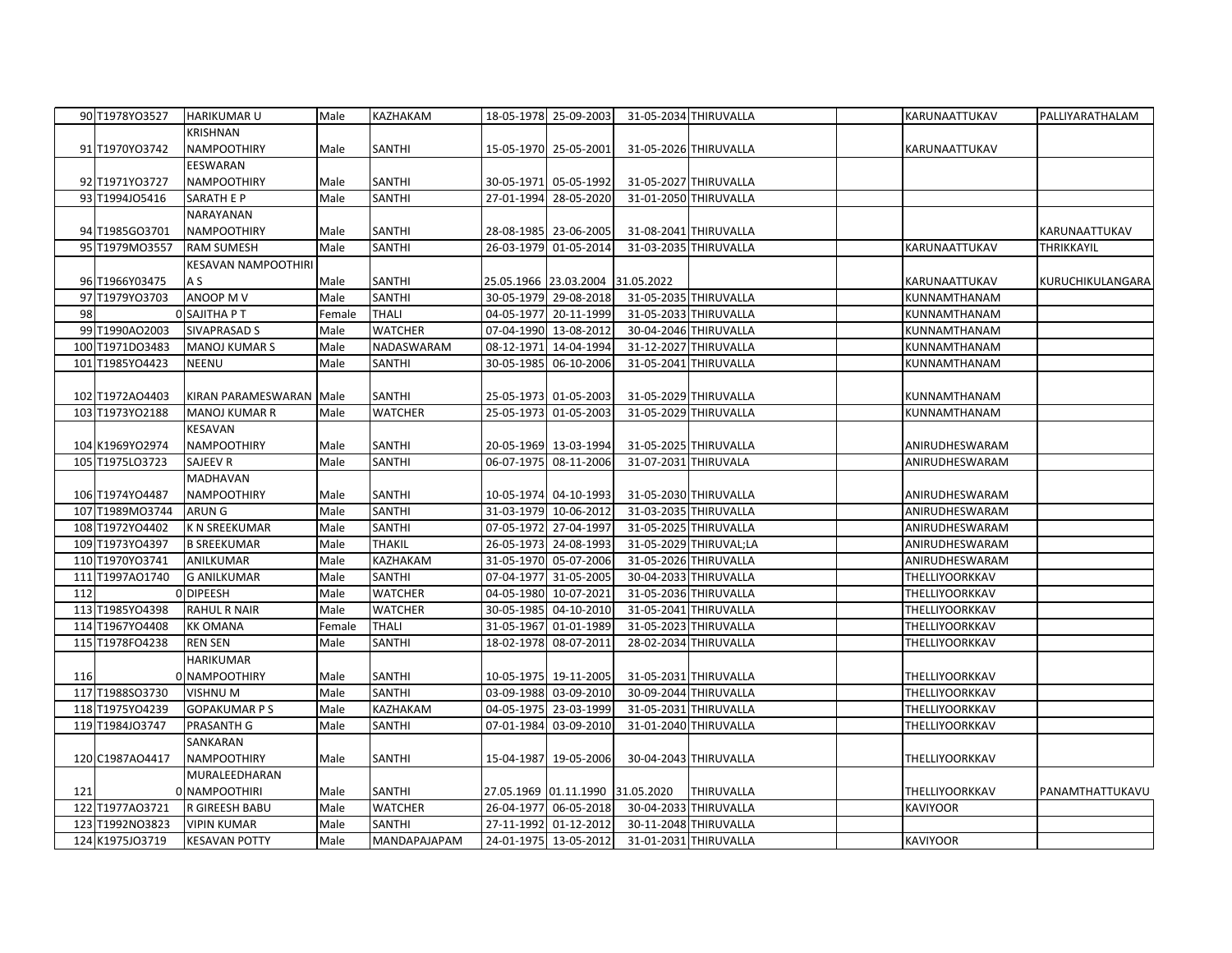| 90 | T1978YO3527 | HARIKUMAR U | Male | KAZHAKAM | 18-05-1978 | 25-09-2003 | 31-05-2034 | THIRUVALLA | | KARUNAATTUKAV | PALLIYARATHALAM |
|---|---|---|---|---|---|---|---|---|---|---|---|
| 91 | T1970YO3742 | KRISHNAN NAMPOOTHIRY | Male | SANTHI | 15-05-1970 | 25-05-2001 | 31-05-2026 | THIRUVALLA | | KARUNAATTUKAV | |
| 92 | T1971YO3727 | EESWARAN NAMPOOTHIRY | Male | SANTHI | 30-05-1971 | 05-05-1992 | 31-05-2027 | THIRUVALLA | | | |
| 93 | T1994JO5416 | SARATH E P | Male | SANTHI | 27-01-1994 | 28-05-2020 | 31-01-2050 | THIRUVALLA | | | |
| 94 | T1985GO3701 | NARAYANAN NAMPOOTHIRY | Male | SANTHI | 28-08-1985 | 23-06-2005 | 31-08-2041 | THIRUVALLA | | | KARUNAATTUKAV |
| 95 | T1979MO3557 | RAM SUMESH | Male | SANTHI | 26-03-1979 | 01-05-2014 | 31-03-2035 | THIRUVALLA | | KARUNAATTUKAV | THRIKKAYIL |
| 96 | T1966Y03475 | KESAVAN NAMPOOTHIRI A S | Male | SANTHI | 25.05.1966 | 23.03.2004 | 31.05.2022 | | | KARUNAATTUKAV | KURUCHIKULANGARA |
| 97 | T1979YO3703 | ANOOP M V | Male | SANTHI | 30-05-1979 | 29-08-2018 | 31-05-2035 | THIRUVALLA | | KUNNAMTHANAM | |
| 98 | 0 | SAJITHA P T | Female | THALI | 04-05-1977 | 20-11-1999 | 31-05-2033 | THIRUVALLA | | KUNNAMTHANAM | |
| 99 | T1990AO2003 | SIVAPRASAD S | Male | WATCHER | 07-04-1990 | 13-08-2012 | 30-04-2046 | THIRUVALLA | | KUNNAMTHANAM | |
| 100 | T1971DO3483 | MANOJ KUMAR S | Male | NADASWARAM | 08-12-1971 | 14-04-1994 | 31-12-2027 | THIRUVALLA | | KUNNAMTHANAM | |
| 101 | T1985YO4423 | NEENU | Male | SANTHI | 30-05-1985 | 06-10-2006 | 31-05-2041 | THIRUVALLA | | KUNNAMTHANAM | |
| 102 | T1972AO4403 | KIRAN PARAMESWARAN | Male | SANTHI | 25-05-1973 | 01-05-2003 | 31-05-2029 | THIRUVALLA | | KUNNAMTHANAM | |
| 103 | T1973YO2188 | MANOJ KUMAR R | Male | WATCHER | 25-05-1973 | 01-05-2003 | 31-05-2029 | THIRUVALLA | | KUNNAMTHANAM | |
| 104 | K1969YO2974 | KESAVAN NAMPOOTHIRY | Male | SANTHI | 20-05-1969 | 13-03-1994 | 31-05-2025 | THIRUVALLA | | ANIRUDHESWARAM | |
| 105 | T1975LO3723 | SAJEEV R | Male | SANTHI | 06-07-1975 | 08-11-2006 | 31-07-2031 | THIRUVALA | | ANIRUDHESWARAM | |
| 106 | T1974YO4487 | MADHAVAN NAMPOOTHIRY | Male | SANTHI | 10-05-1974 | 04-10-1993 | 31-05-2030 | THIRUVALLA | | ANIRUDHESWARAM | |
| 107 | T1989MO3744 | ARUN G | Male | SANTHI | 31-03-1979 | 10-06-2012 | 31-03-2035 | THIRUVALLA | | ANIRUDHESWARAM | |
| 108 | T1972YO4402 | K N SREEKUMAR | Male | SANTHI | 07-05-1972 | 27-04-1997 | 31-05-2025 | THIRUVALLA | | ANIRUDHESWARAM | |
| 109 | T1973YO4397 | B SREEKUMAR | Male | THAKIL | 26-05-1973 | 24-08-1993 | 31-05-2029 | THIRUVAL;LA | | ANIRUDHESWARAM | |
| 110 | T1970YO3741 | ANILKUMAR | Male | KAZHAKAM | 31-05-1970 | 05-07-2006 | 31-05-2026 | THIRUVALLA | | ANIRUDHESWARAM | |
| 111 | T1997AO1740 | G ANILKUMAR | Male | SANTHI | 07-04-1977 | 31-05-2005 | 30-04-2033 | THIRUVALLA | | THELLIYOORKKAV | |
| 112 | 0 | DIPEESH | Male | WATCHER | 04-05-1980 | 10-07-2021 | 31-05-2036 | THIRUVALLA | | THELLIYOORKKAV | |
| 113 | T1985YO4398 | RAHUL R NAIR | Male | WATCHER | 30-05-1985 | 04-10-2010 | 31-05-2041 | THIRUVALLA | | THELLIYOORKKAV | |
| 114 | T1967YO4408 | KK OMANA | Female | THALI | 31-05-1967 | 01-01-1989 | 31-05-2023 | THIRUVALLA | | THELLIYOORKKAV | |
| 115 | T1978FO4238 | REN SEN | Male | SANTHI | 18-02-1978 | 08-07-2011 | 28-02-2034 | THIRUVALLA | | THELLIYOORKKAV | |
| 116 | 0 | HARIKUMAR NAMPOOTHIRY | Male | SANTHI | 10-05-1975 | 19-11-2005 | 31-05-2031 | THIRUVALLA | | THELLIYOORKKAV | |
| 117 | T1988SO3730 | VISHNU M | Male | SANTHI | 03-09-1988 | 03-09-2010 | 30-09-2044 | THIRUVALLA | | THELLIYOORKKAV | |
| 118 | T1975YO4239 | GOPAKUMAR P S | Male | KAZHAKAM | 04-05-1975 | 23-03-1999 | 31-05-2031 | THIRUVALLA | | THELLIYOORKKAV | |
| 119 | T1984JO3747 | PRASANTH G | Male | SANTHI | 07-01-1984 | 03-09-2010 | 31-01-2040 | THIRUVALLA | | THELLIYOORKKAV | |
| 120 | C1987AO4417 | SANKARAN NAMPOOTHIRY | Male | SANTHI | 15-04-1987 | 19-05-2006 | 30-04-2043 | THIRUVALLA | | THELLIYOORKKAV | |
| 121 | 0 | MURALEEDHARAN NAMPOOTHIRI | Male | SANTHI | 27.05.1969 | 01.11.1990 | 31.05.2020 | THIRUVALLA | | THELLIYOORKKAV | PANAMTHATTUKAVU |
| 122 | T1977AO3721 | R GIREESH BABU | Male | WATCHER | 26-04-1977 | 06-05-2018 | 30-04-2033 | THIRUVALLA | | KAVIYOOR | |
| 123 | T1992NO3823 | VIPIN KUMAR | Male | SANTHI | 27-11-1992 | 01-12-2012 | 30-11-2048 | THIRUVALLA | | | |
| 124 | K1975JO3719 | KESAVAN POTTY | Male | MANDAPAJAPAM | 24-01-1975 | 13-05-2012 | 31-01-2031 | THIRUVALLA | | KAVIYOOR | |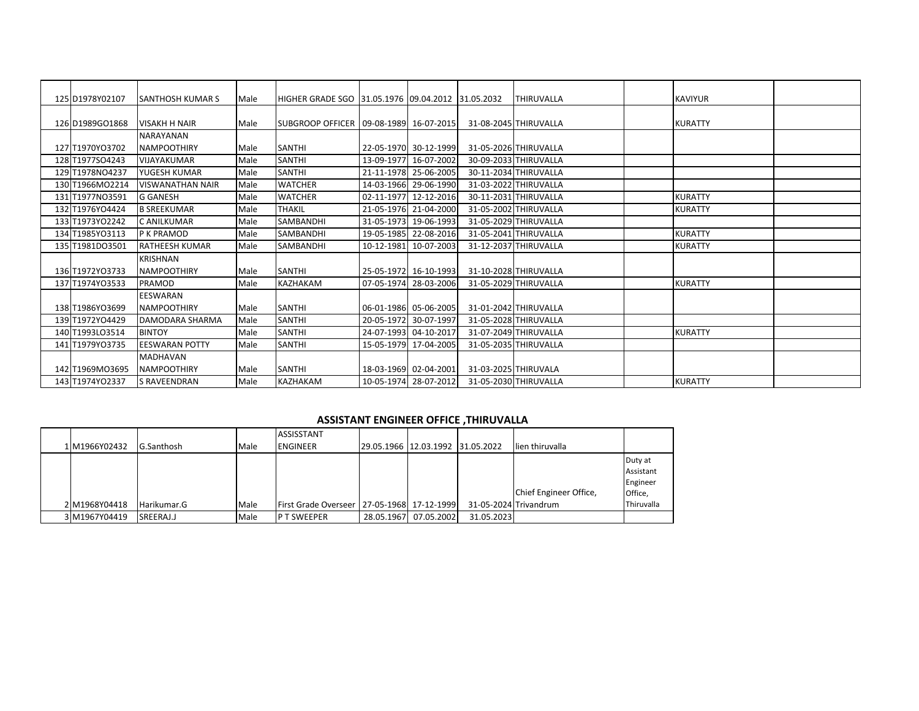| | | | | | | | | | | | |
|---|---|---|---|---|---|---|---|---|---|---|---|
| 125 | D1978Y02107 | SANTHOSH KUMAR S | Male | HIGHER GRADE SGO | 31.05.1976 | 09.04.2012 | 31.05.2032 | THIRUVALLA | | KAVIYUR | |
| 126 | D1989GO1868 | VISAKH H NAIR | Male | SUBGROOP OFFICER | 09-08-1989 | 16-07-2015 | 31-08-2045 | THIRUVALLA | | KURATTY | |
| 127 | T1970YO3702 | NARAYANAN NAMPOOTHIRY | Male | SANTHI | 22-05-1970 | 30-12-1999 | 31-05-2026 | THIRUVALLA | | | |
| 128 | T1977SO4243 | VIJAYAKUMAR | Male | SANTHI | 13-09-1977 | 16-07-2002 | 30-09-2033 | THIRUVALLA | | | |
| 129 | T1978NO4237 | YUGESH KUMAR | Male | SANTHI | 21-11-1978 | 25-06-2005 | 30-11-2034 | THIRUVALLA | | | |
| 130 | T1966MO2214 | VISWANATHAN NAIR | Male | WATCHER | 14-03-1966 | 29-06-1990 | 31-03-2022 | THIRUVALLA | | | |
| 131 | T1977NO3591 | G GANESH | Male | WATCHER | 02-11-1977 | 12-12-2016 | 30-11-2031 | THIRUVALLA | | KURATTY | |
| 132 | T1976YO4424 | B SREEKUMAR | Male | THAKIL | 21-05-1976 | 21-04-2000 | 31-05-2002 | THIRUVALLA | | KURATTY | |
| 133 | T1973YO2242 | C ANILKUMAR | Male | SAMBANDHI | 31-05-1973 | 19-06-1993 | 31-05-2029 | THIRUVALLA | | | |
| 134 | T1985YO3113 | P K PRAMOD | Male | SAMBANDHI | 19-05-1985 | 22-08-2016 | 31-05-2041 | THIRUVALLA | | KURATTY | |
| 135 | T1981DO3501 | RATHEESH KUMAR | Male | SAMBANDHI | 10-12-1981 | 10-07-2003 | 31-12-2037 | THIRUVALLA | | KURATTY | |
| 136 | T1972YO3733 | KRISHNAN NAMPOOTHIRY | Male | SANTHI | 25-05-1972 | 16-10-1993 | 31-10-2028 | THIRUVALLA | | | |
| 137 | T1974YO3533 | PRAMOD | Male | KAZHAKAM | 07-05-1974 | 28-03-2006 | 31-05-2029 | THIRUVALLA | | KURATTY | |
| 138 | T1986YO3699 | EESWARAN NAMPOOTHIRY | Male | SANTHI | 06-01-1986 | 05-06-2005 | 31-01-2042 | THIRUVALLA | | | |
| 139 | T1972YO4429 | DAMODARA SHARMA | Male | SANTHI | 20-05-1972 | 30-07-1997 | 31-05-2028 | THIRUVALLA | | | |
| 140 | T1993LO3514 | BINTOY | Male | SANTHI | 24-07-1993 | 04-10-2017 | 31-07-2049 | THIRUVALLA | | KURATTY | |
| 141 | T1979YO3735 | EESWARAN POTTY | Male | SANTHI | 15-05-1979 | 17-04-2005 | 31-05-2035 | THIRUVALLA | | | |
| 142 | T1969MO3695 | MADHAVAN NAMPOOTHIRY | Male | SANTHI | 18-03-1969 | 02-04-2001 | 31-03-2025 | THIRUVALA | | | |
| 143 | T1974YO2337 | S RAVEENDRAN | Male | KAZHAKAM | 10-05-1974 | 28-07-2012 | 31-05-2030 | THIRUVALLA | | KURATTY | |

## ASSISTANT ENGINEER OFFICE ,THIRUVALLA

| | | | | | | | | | |
|---|---|---|---|---|---|---|---|---|---|
| 1 | M1966Y02432 | G.Santhosh | Male | ASSISSTANT ENGINEER | 29.05.1966 | 12.03.1992 | 31.05.2022 | lien thiruvalla | |
| 2 | M1968Y04418 | Harikumar.G | Male | First Grade Overseer | 27-05-1968 | 17-12-1999 | 31-05-2024 | Chief Engineer Office, Trivandrum | Duty at Assistant Engineer Office, Thiruvalla |
| 3 | M1967Y04419 | SREERAJ.J | Male | P T SWEEPER | 28.05.1967 | 07.05.2002 | 31.05.2023 | | |